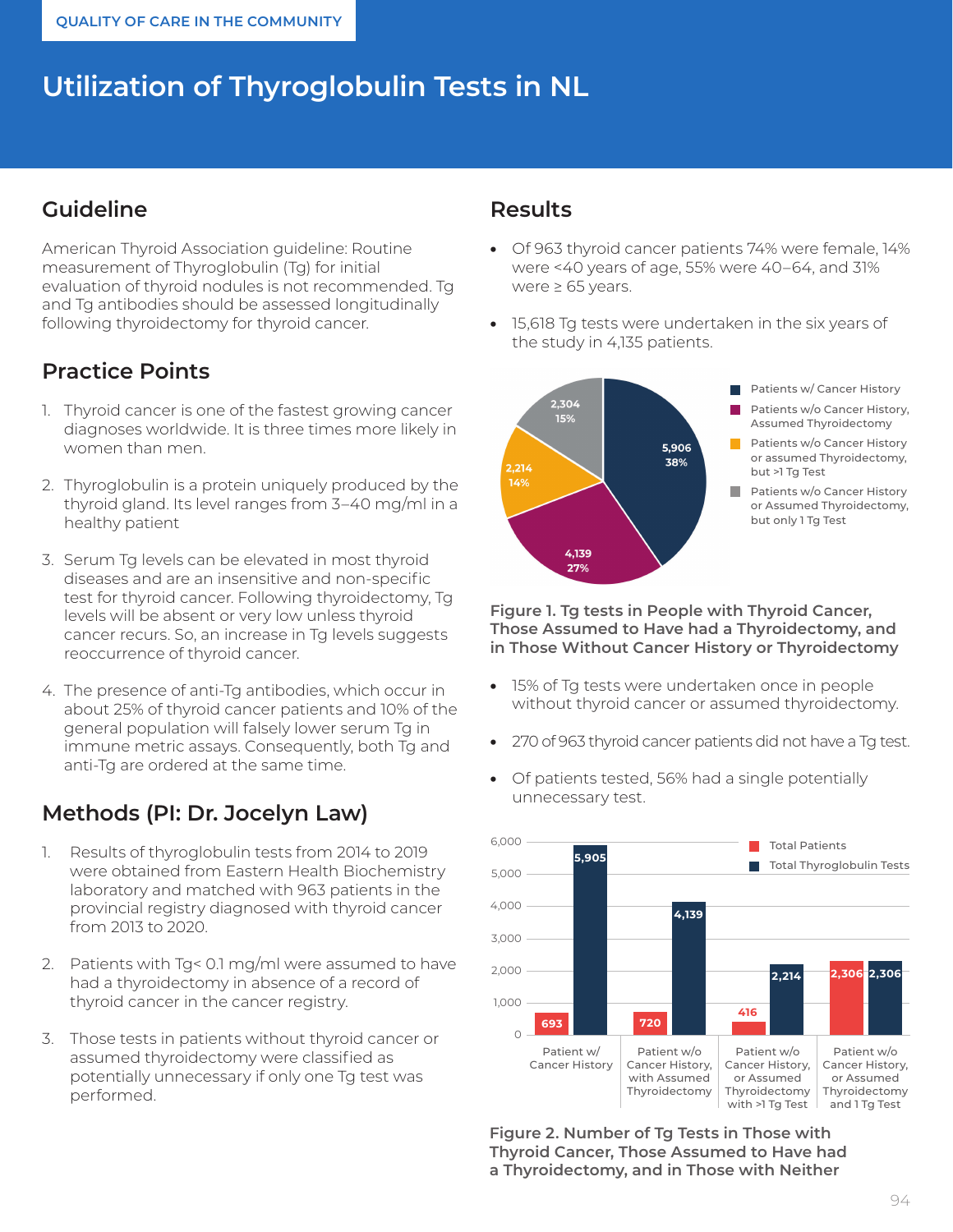QUALITY OF CARE IN THE COMMUNITY

# Utilization of Thyroglobulin Tests in NL

## Guideline

American Thyroid Association guideline: Routine measurement of Thyroglobulin (Tg) for initial evaluation of thyroid nodules is not recommended. Tg and Tg antibodies should be assessed longitudinally following thyroidectomy for thyroid cancer.

## Practice Points

1. Thyroid cancer is one of the fastest growing cancer diagnoses worldwide. It is three times more likely in women than men.
2. Thyroglobulin is a protein uniquely produced by the thyroid gland. Its level ranges from 3–40 mg/ml in a healthy patient
3. Serum Tg levels can be elevated in most thyroid diseases and are an insensitive and non-specific test for thyroid cancer. Following thyroidectomy, Tg levels will be absent or very low unless thyroid cancer recurs. So, an increase in Tg levels suggests reoccurrence of thyroid cancer.
4. The presence of anti-Tg antibodies, which occur in about 25% of thyroid cancer patients and 10% of the general population will falsely lower serum Tg in immune metric assays. Consequently, both Tg and anti-Tg are ordered at the same time.

## Methods (PI: Dr. Jocelyn Law)

1. Results of thyroglobulin tests from 2014 to 2019 were obtained from Eastern Health Biochemistry laboratory and matched with 963 patients in the provincial registry diagnosed with thyroid cancer from 2013 to 2020.
2. Patients with Tg< 0.1 mg/ml were assumed to have had a thyroidectomy in absence of a record of thyroid cancer in the cancer registry.
3. Those tests in patients without thyroid cancer or assumed thyroidectomy were classified as potentially unnecessary if only one Tg test was performed.

## Results

- Of 963 thyroid cancer patients 74% were female, 14% were <40 years of age, 55% were 40–64, and 31% were ≥ 65 years.
- 15,618 Tg tests were undertaken in the six years of the study in 4,135 patients.

| Category | Tg Tests | % |
| --- | --- | --- |
| Patients w/ Cancer History | 5,906 | 38% |
| Patients w/o Cancer History, Assumed Thyroidectomy | 4,139 | 27% |
| Patients w/o Cancer History or assumed Thyroidectomy, but >1 Tg Test | 2,214 | 14% |
| Patients w/o Cancer History or Assumed Thyroidectomy, but only 1 Tg Test | 2,304 | 15% |

**Figure 1. Tg tests in People with Thyroid Cancer, Those Assumed to Have had a Thyroidectomy, and in Those Without Cancer History or Thyroidectomy**

- 15% of Tg tests were undertaken once in people without thyroid cancer or assumed thyroidectomy.
- 270 of 963 thyroid cancer patients did not have a Tg test.
- Of patients tested, 56% had a single potentially unnecessary test.

| | Total Patients | Total Thyroglobulin Tests |
| --- | --- | --- |
| Patient w/ Cancer History | 693 | 5,905 |
| Patient w/o Cancer History, with Assumed Thyroidectomy | 720 | 4,139 |
| Patient w/o Cancer History, or Assumed Thyroidectomy with >1 Tg Test | 416 | 2,214 |
| Patient w/o Cancer History, or Assumed Thyroidectomy and 1 Tg Test | 2,306 | 2,306 |

**Figure 2. Number of Tg Tests in Those with Thyroid Cancer, Those Assumed to Have had a Thyroidectomy, and in Those with Neither**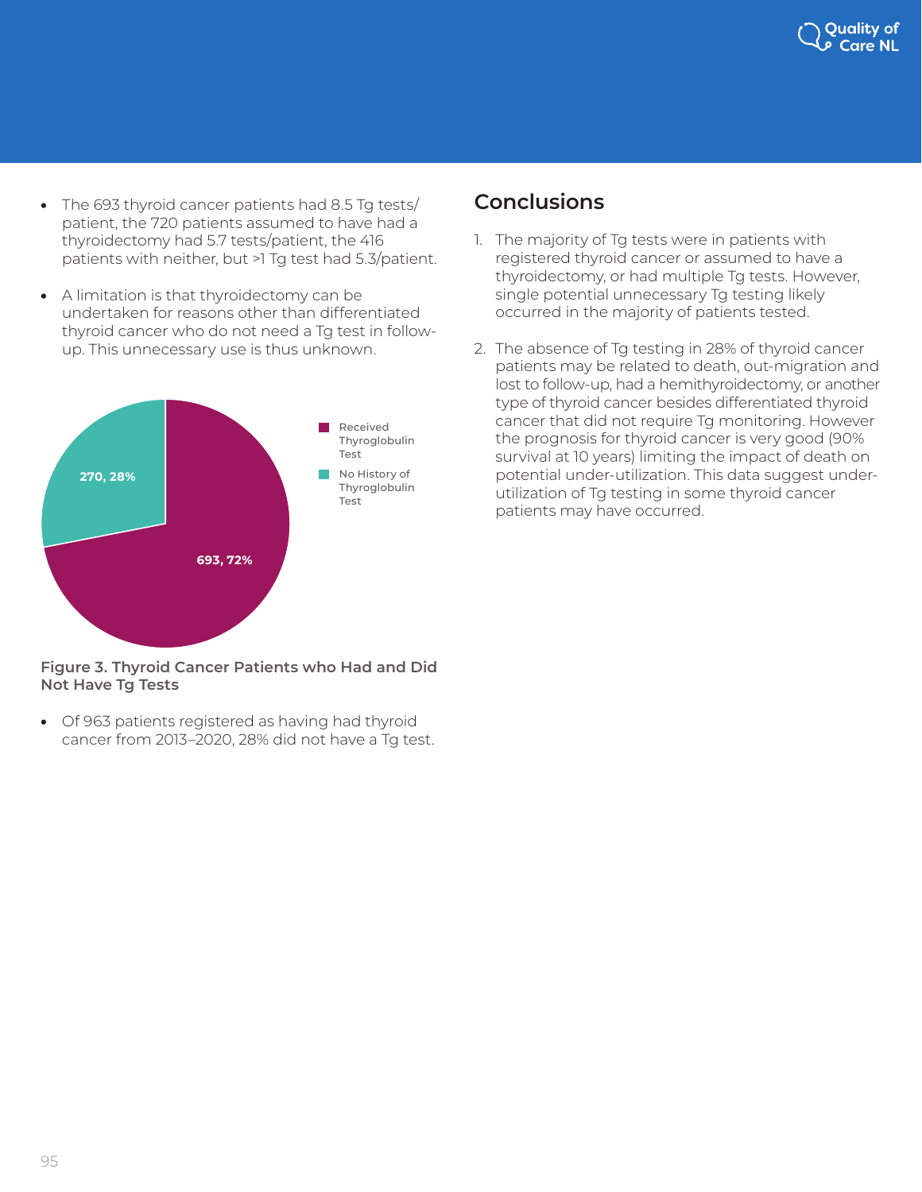- The 693 thyroid cancer patients had 8.5 Tg tests/patient, the 720 patients assumed to have had a thyroidectomy had 5.7 tests/patient, the 416 patients with neither, but >1 Tg test had 5.3/patient.
- A limitation is that thyroidectomy can be undertaken for reasons other than differentiated thyroid cancer who do not need a Tg test in follow-up. This unnecessary use is thus unknown.

270, 28%

693, 72%

Received Thyroglobulin Test

No History of Thyroglobulin Test

**Figure 3. Thyroid Cancer Patients who Had and Did Not Have Tg Tests**

- Of 963 patients registered as having had thyroid cancer from 2013–2020, 28% did not have a Tg test.

## Conclusions

1. The majority of Tg tests were in patients with registered thyroid cancer or assumed to have a thyroidectomy, or had multiple Tg tests. However, single potential unnecessary Tg testing likely occurred in the majority of patients tested.
2. The absence of Tg testing in 28% of thyroid cancer patients may be related to death, out-migration and lost to follow-up, had a hemithyroidectomy, or another type of thyroid cancer besides differentiated thyroid cancer that did not require Tg monitoring. However the prognosis for thyroid cancer is very good (90% survival at 10 years) limiting the impact of death on potential under-utilization. This data suggest under-utilization of Tg testing in some thyroid cancer patients may have occurred.